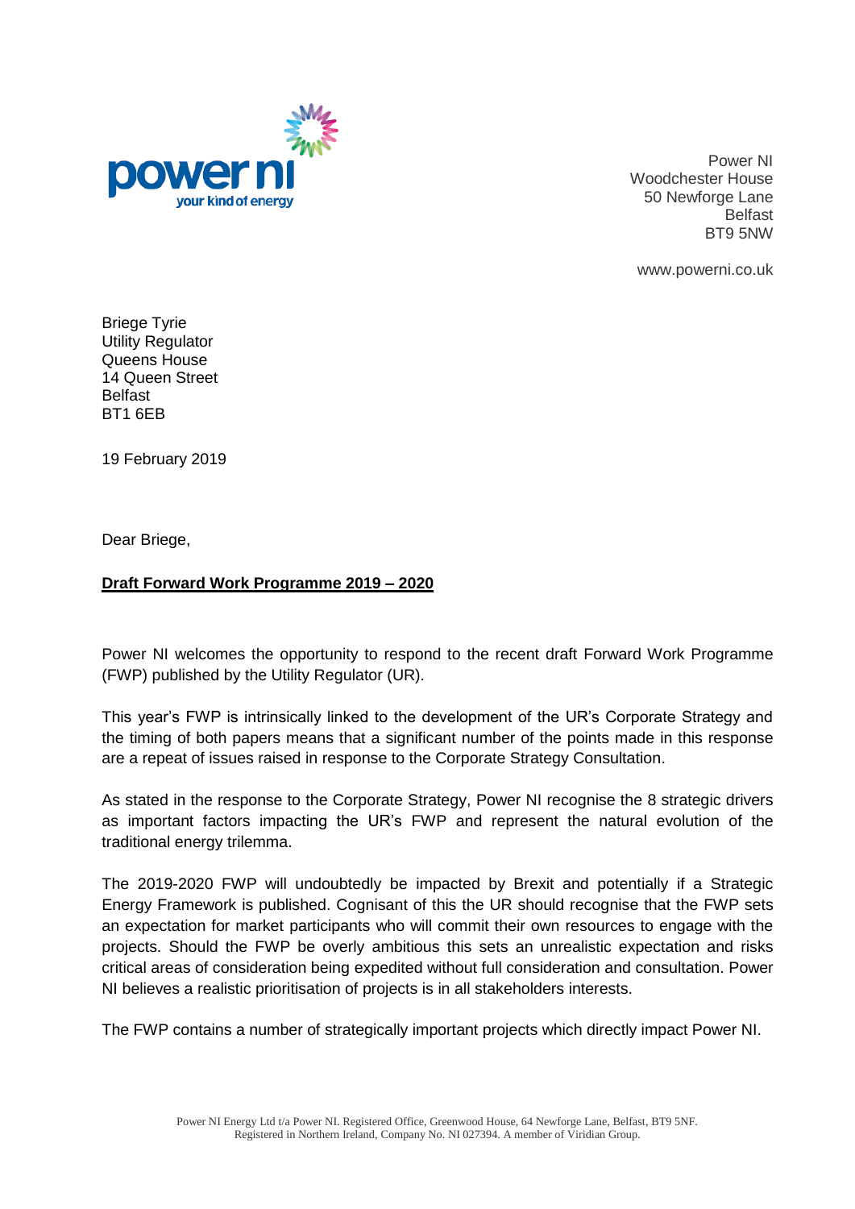Power NI
Woodchester House
50 Newforge Lane
Belfast
BT9 5NW

www.powerni.co.uk

Briege Tyrie
Utility Regulator
Queens House
14 Queen Street
Belfast
BT1 6EB

19 February 2019

Dear Briege,

**Draft Forward Work Programme 2019 – 2020**

Power NI welcomes the opportunity to respond to the recent draft Forward Work Programme (FWP) published by the Utility Regulator (UR).

This year's FWP is intrinsically linked to the development of the UR's Corporate Strategy and the timing of both papers means that a significant number of the points made in this response are a repeat of issues raised in response to the Corporate Strategy Consultation.

As stated in the response to the Corporate Strategy, Power NI recognise the 8 strategic drivers as important factors impacting the UR's FWP and represent the natural evolution of the traditional energy trilemma.

The 2019-2020 FWP will undoubtedly be impacted by Brexit and potentially if a Strategic Energy Framework is published. Cognisant of this the UR should recognise that the FWP sets an expectation for market participants who will commit their own resources to engage with the projects. Should the FWP be overly ambitious this sets an unrealistic expectation and risks critical areas of consideration being expedited without full consideration and consultation. Power NI believes a realistic prioritisation of projects is in all stakeholders interests.

The FWP contains a number of strategically important projects which directly impact Power NI.

Power NI Energy Ltd t/a Power NI. Registered Office, Greenwood House, 64 Newforge Lane, Belfast, BT9 5NF.
Registered in Northern Ireland, Company No. NI 027394. A member of Viridian Group.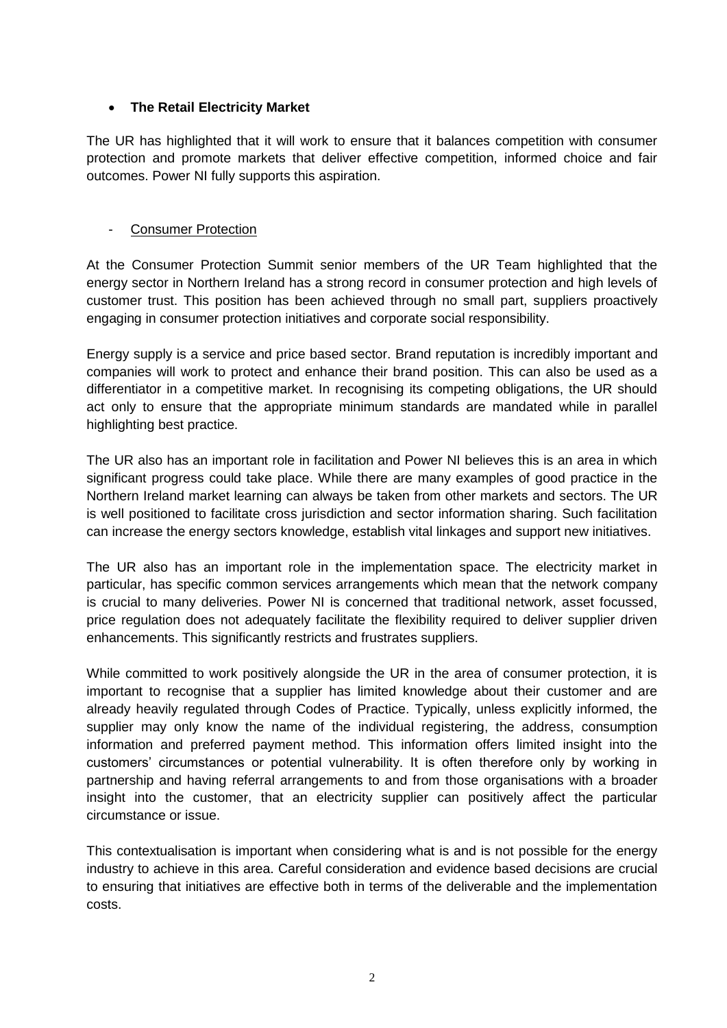- **The Retail Electricity Market**

The UR has highlighted that it will work to ensure that it balances competition with consumer protection and promote markets that deliver effective competition, informed choice and fair outcomes. Power NI fully supports this aspiration.

- <u>Consumer Protection</u>

At the Consumer Protection Summit senior members of the UR Team highlighted that the energy sector in Northern Ireland has a strong record in consumer protection and high levels of customer trust. This position has been achieved through no small part, suppliers proactively engaging in consumer protection initiatives and corporate social responsibility.

Energy supply is a service and price based sector. Brand reputation is incredibly important and companies will work to protect and enhance their brand position. This can also be used as a differentiator in a competitive market. In recognising its competing obligations, the UR should act only to ensure that the appropriate minimum standards are mandated while in parallel highlighting best practice.

The UR also has an important role in facilitation and Power NI believes this is an area in which significant progress could take place. While there are many examples of good practice in the Northern Ireland market learning can always be taken from other markets and sectors. The UR is well positioned to facilitate cross jurisdiction and sector information sharing. Such facilitation can increase the energy sectors knowledge, establish vital linkages and support new initiatives.

The UR also has an important role in the implementation space. The electricity market in particular, has specific common services arrangements which mean that the network company is crucial to many deliveries. Power NI is concerned that traditional network, asset focussed, price regulation does not adequately facilitate the flexibility required to deliver supplier driven enhancements. This significantly restricts and frustrates suppliers.

While committed to work positively alongside the UR in the area of consumer protection, it is important to recognise that a supplier has limited knowledge about their customer and are already heavily regulated through Codes of Practice. Typically, unless explicitly informed, the supplier may only know the name of the individual registering, the address, consumption information and preferred payment method. This information offers limited insight into the customers' circumstances or potential vulnerability. It is often therefore only by working in partnership and having referral arrangements to and from those organisations with a broader insight into the customer, that an electricity supplier can positively affect the particular circumstance or issue.

This contextualisation is important when considering what is and is not possible for the energy industry to achieve in this area. Careful consideration and evidence based decisions are crucial to ensuring that initiatives are effective both in terms of the deliverable and the implementation costs.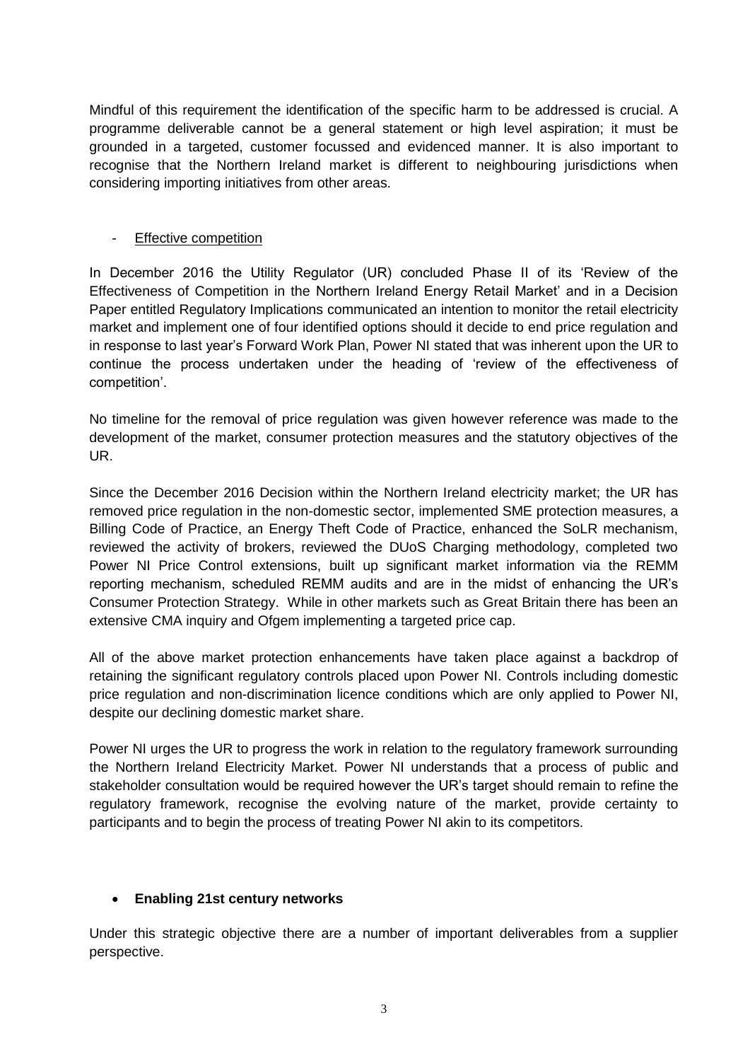Mindful of this requirement the identification of the specific harm to be addressed is crucial. A programme deliverable cannot be a general statement or high level aspiration; it must be grounded in a targeted, customer focussed and evidenced manner. It is also important to recognise that the Northern Ireland market is different to neighbouring jurisdictions when considering importing initiatives from other areas.

- <u>Effective competition</u>

In December 2016 the Utility Regulator (UR) concluded Phase II of its 'Review of the Effectiveness of Competition in the Northern Ireland Energy Retail Market' and in a Decision Paper entitled Regulatory Implications communicated an intention to monitor the retail electricity market and implement one of four identified options should it decide to end price regulation and in response to last year's Forward Work Plan, Power NI stated that was inherent upon the UR to continue the process undertaken under the heading of 'review of the effectiveness of competition'.

No timeline for the removal of price regulation was given however reference was made to the development of the market, consumer protection measures and the statutory objectives of the UR.

Since the December 2016 Decision within the Northern Ireland electricity market; the UR has removed price regulation in the non-domestic sector, implemented SME protection measures, a Billing Code of Practice, an Energy Theft Code of Practice, enhanced the SoLR mechanism, reviewed the activity of brokers, reviewed the DUoS Charging methodology, completed two Power NI Price Control extensions, built up significant market information via the REMM reporting mechanism, scheduled REMM audits and are in the midst of enhancing the UR's Consumer Protection Strategy. While in other markets such as Great Britain there has been an extensive CMA inquiry and Ofgem implementing a targeted price cap.

All of the above market protection enhancements have taken place against a backdrop of retaining the significant regulatory controls placed upon Power NI. Controls including domestic price regulation and non-discrimination licence conditions which are only applied to Power NI, despite our declining domestic market share.

Power NI urges the UR to progress the work in relation to the regulatory framework surrounding the Northern Ireland Electricity Market. Power NI understands that a process of public and stakeholder consultation would be required however the UR's target should remain to refine the regulatory framework, recognise the evolving nature of the market, provide certainty to participants and to begin the process of treating Power NI akin to its competitors.

- **Enabling 21st century networks**

Under this strategic objective there are a number of important deliverables from a supplier perspective.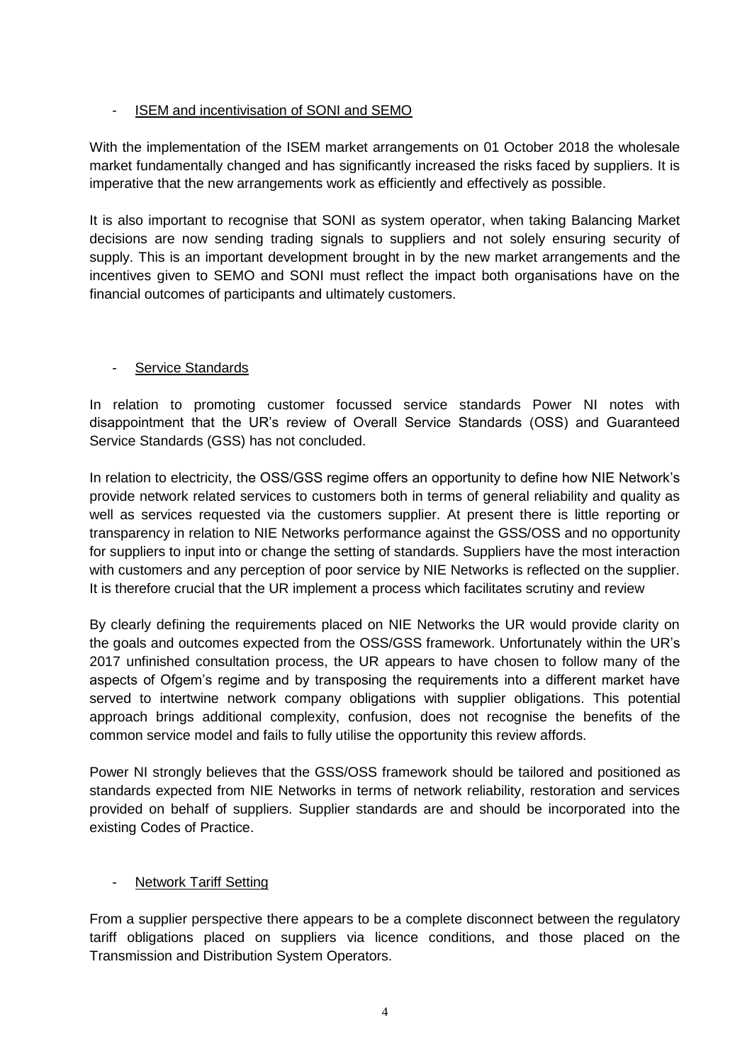- <u>ISEM and incentivisation of SONI and SEMO</u>

With the implementation of the ISEM market arrangements on 01 October 2018 the wholesale market fundamentally changed and has significantly increased the risks faced by suppliers. It is imperative that the new arrangements work as efficiently and effectively as possible.

It is also important to recognise that SONI as system operator, when taking Balancing Market decisions are now sending trading signals to suppliers and not solely ensuring security of supply. This is an important development brought in by the new market arrangements and the incentives given to SEMO and SONI must reflect the impact both organisations have on the financial outcomes of participants and ultimately customers.

- <u>Service Standards</u>

In relation to promoting customer focussed service standards Power NI notes with disappointment that the UR's review of Overall Service Standards (OSS) and Guaranteed Service Standards (GSS) has not concluded.

In relation to electricity, the OSS/GSS regime offers an opportunity to define how NIE Network's provide network related services to customers both in terms of general reliability and quality as well as services requested via the customers supplier. At present there is little reporting or transparency in relation to NIE Networks performance against the GSS/OSS and no opportunity for suppliers to input into or change the setting of standards. Suppliers have the most interaction with customers and any perception of poor service by NIE Networks is reflected on the supplier. It is therefore crucial that the UR implement a process which facilitates scrutiny and review

By clearly defining the requirements placed on NIE Networks the UR would provide clarity on the goals and outcomes expected from the OSS/GSS framework. Unfortunately within the UR's 2017 unfinished consultation process, the UR appears to have chosen to follow many of the aspects of Ofgem's regime and by transposing the requirements into a different market have served to intertwine network company obligations with supplier obligations. This potential approach brings additional complexity, confusion, does not recognise the benefits of the common service model and fails to fully utilise the opportunity this review affords.

Power NI strongly believes that the GSS/OSS framework should be tailored and positioned as standards expected from NIE Networks in terms of network reliability, restoration and services provided on behalf of suppliers. Supplier standards are and should be incorporated into the existing Codes of Practice.

- <u>Network Tariff Setting</u>

From a supplier perspective there appears to be a complete disconnect between the regulatory tariff obligations placed on suppliers via licence conditions, and those placed on the Transmission and Distribution System Operators.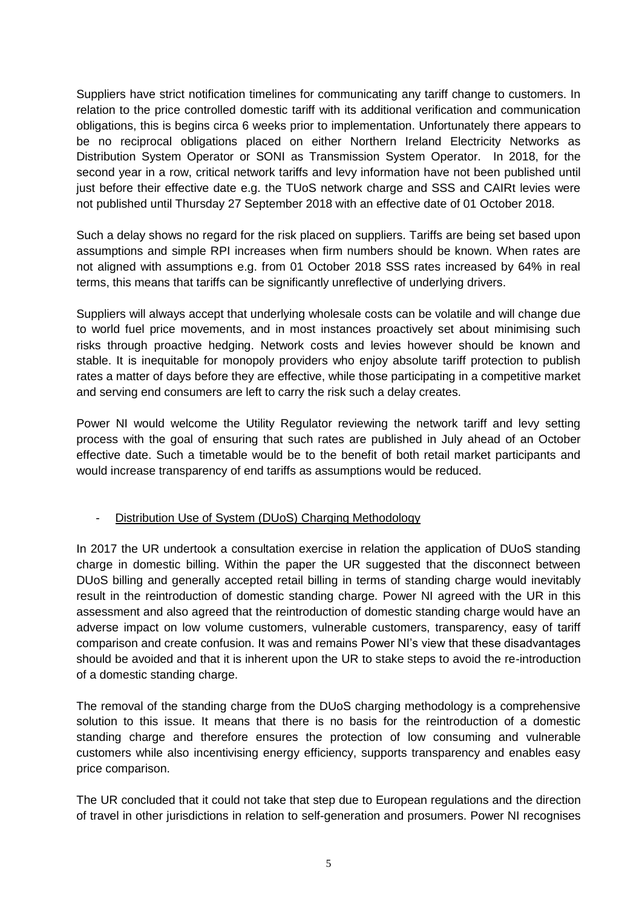Suppliers have strict notification timelines for communicating any tariff change to customers. In relation to the price controlled domestic tariff with its additional verification and communication obligations, this is begins circa 6 weeks prior to implementation. Unfortunately there appears to be no reciprocal obligations placed on either Northern Ireland Electricity Networks as Distribution System Operator or SONI as Transmission System Operator. In 2018, for the second year in a row, critical network tariffs and levy information have not been published until just before their effective date e.g. the TUoS network charge and SSS and CAIRt levies were not published until Thursday 27 September 2018 with an effective date of 01 October 2018.

Such a delay shows no regard for the risk placed on suppliers. Tariffs are being set based upon assumptions and simple RPI increases when firm numbers should be known. When rates are not aligned with assumptions e.g. from 01 October 2018 SSS rates increased by 64% in real terms, this means that tariffs can be significantly unreflective of underlying drivers.

Suppliers will always accept that underlying wholesale costs can be volatile and will change due to world fuel price movements, and in most instances proactively set about minimising such risks through proactive hedging. Network costs and levies however should be known and stable. It is inequitable for monopoly providers who enjoy absolute tariff protection to publish rates a matter of days before they are effective, while those participating in a competitive market and serving end consumers are left to carry the risk such a delay creates.

Power NI would welcome the Utility Regulator reviewing the network tariff and levy setting process with the goal of ensuring that such rates are published in July ahead of an October effective date. Such a timetable would be to the benefit of both retail market participants and would increase transparency of end tariffs as assumptions would be reduced.

- <u>Distribution Use of System (DUoS) Charging Methodology</u>

In 2017 the UR undertook a consultation exercise in relation the application of DUoS standing charge in domestic billing. Within the paper the UR suggested that the disconnect between DUoS billing and generally accepted retail billing in terms of standing charge would inevitably result in the reintroduction of domestic standing charge. Power NI agreed with the UR in this assessment and also agreed that the reintroduction of domestic standing charge would have an adverse impact on low volume customers, vulnerable customers, transparency, easy of tariff comparison and create confusion. It was and remains Power NI's view that these disadvantages should be avoided and that it is inherent upon the UR to stake steps to avoid the re-introduction of a domestic standing charge.

The removal of the standing charge from the DUoS charging methodology is a comprehensive solution to this issue. It means that there is no basis for the reintroduction of a domestic standing charge and therefore ensures the protection of low consuming and vulnerable customers while also incentivising energy efficiency, supports transparency and enables easy price comparison.

The UR concluded that it could not take that step due to European regulations and the direction of travel in other jurisdictions in relation to self-generation and prosumers. Power NI recognises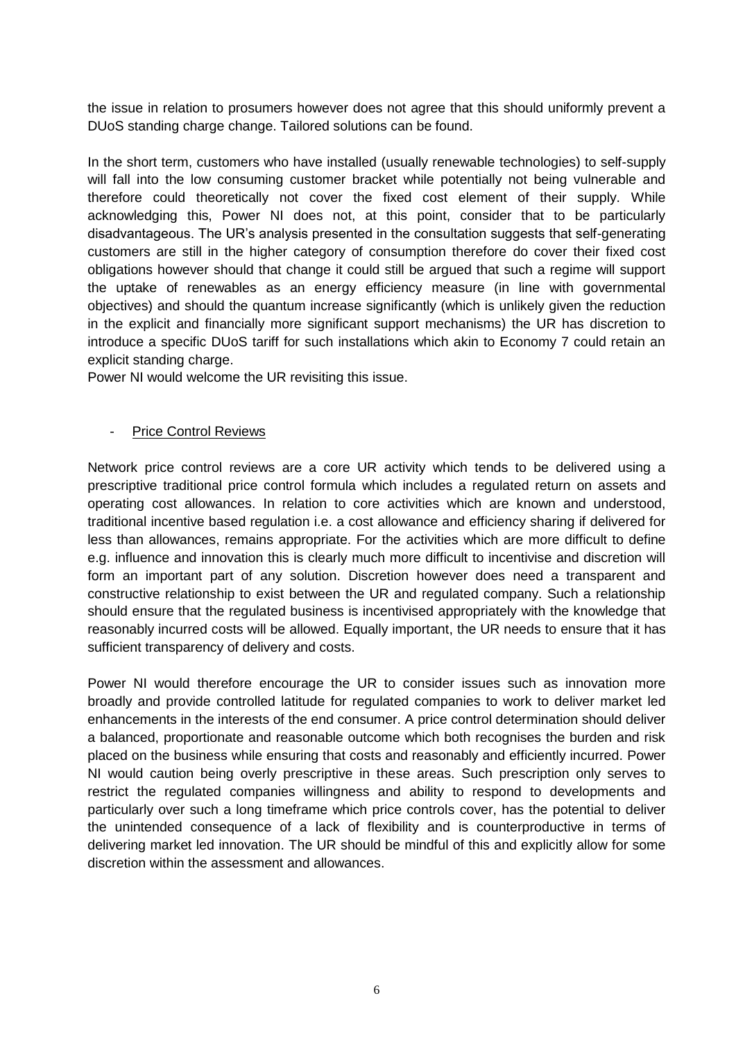the issue in relation to prosumers however does not agree that this should uniformly prevent a DUoS standing charge change. Tailored solutions can be found.

In the short term, customers who have installed (usually renewable technologies) to self-supply will fall into the low consuming customer bracket while potentially not being vulnerable and therefore could theoretically not cover the fixed cost element of their supply. While acknowledging this, Power NI does not, at this point, consider that to be particularly disadvantageous. The UR's analysis presented in the consultation suggests that self-generating customers are still in the higher category of consumption therefore do cover their fixed cost obligations however should that change it could still be argued that such a regime will support the uptake of renewables as an energy efficiency measure (in line with governmental objectives) and should the quantum increase significantly (which is unlikely given the reduction in the explicit and financially more significant support mechanisms) the UR has discretion to introduce a specific DUoS tariff for such installations which akin to Economy 7 could retain an explicit standing charge.
Power NI would welcome the UR revisiting this issue.

- <u>Price Control Reviews</u>

Network price control reviews are a core UR activity which tends to be delivered using a prescriptive traditional price control formula which includes a regulated return on assets and operating cost allowances. In relation to core activities which are known and understood, traditional incentive based regulation i.e. a cost allowance and efficiency sharing if delivered for less than allowances, remains appropriate. For the activities which are more difficult to define e.g. influence and innovation this is clearly much more difficult to incentivise and discretion will form an important part of any solution. Discretion however does need a transparent and constructive relationship to exist between the UR and regulated company. Such a relationship should ensure that the regulated business is incentivised appropriately with the knowledge that reasonably incurred costs will be allowed. Equally important, the UR needs to ensure that it has sufficient transparency of delivery and costs.

Power NI would therefore encourage the UR to consider issues such as innovation more broadly and provide controlled latitude for regulated companies to work to deliver market led enhancements in the interests of the end consumer. A price control determination should deliver a balanced, proportionate and reasonable outcome which both recognises the burden and risk placed on the business while ensuring that costs and reasonably and efficiently incurred. Power NI would caution being overly prescriptive in these areas. Such prescription only serves to restrict the regulated companies willingness and ability to respond to developments and particularly over such a long timeframe which price controls cover, has the potential to deliver the unintended consequence of a lack of flexibility and is counterproductive in terms of delivering market led innovation. The UR should be mindful of this and explicitly allow for some discretion within the assessment and allowances.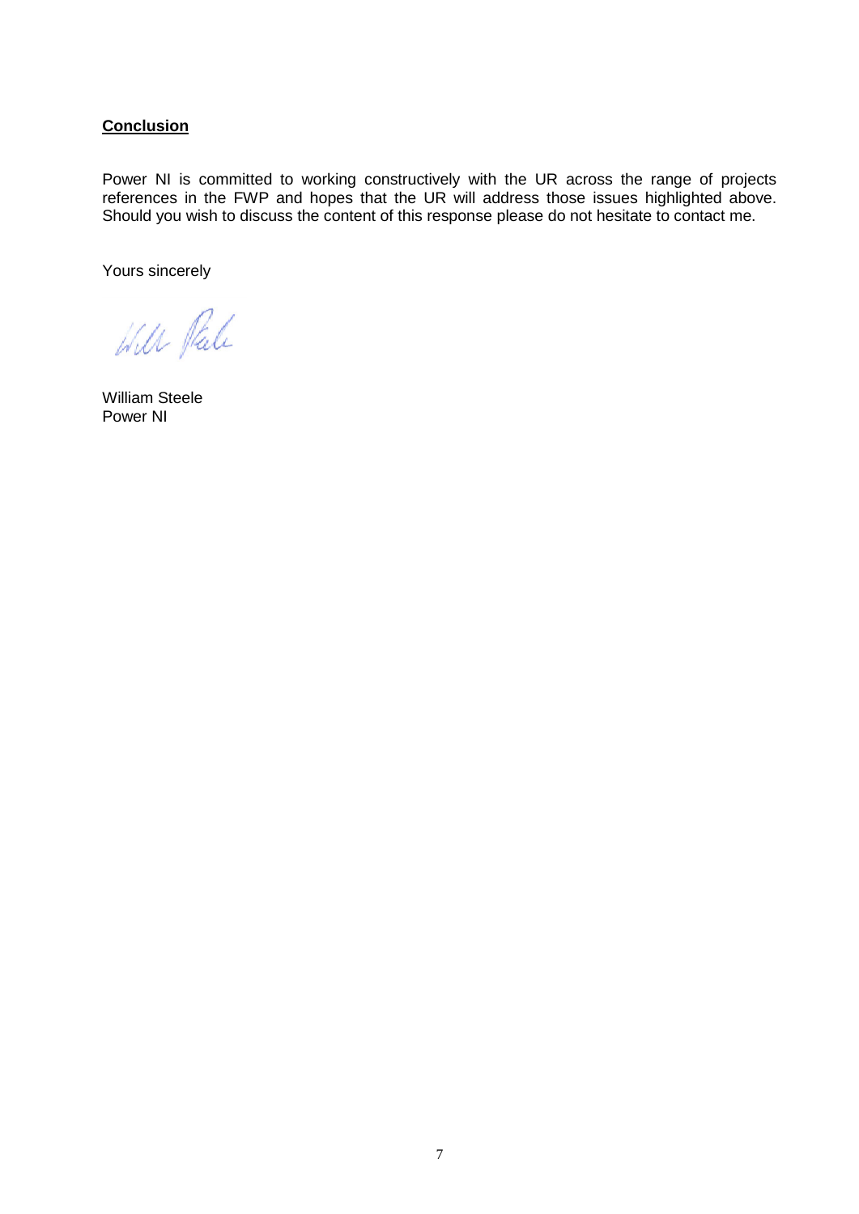**Conclusion**

Power NI is committed to working constructively with the UR across the range of projects references in the FWP and hopes that the UR will address those issues highlighted above. Should you wish to discuss the content of this response please do not hesitate to contact me.

Yours sincerely

William Steele
Power NI